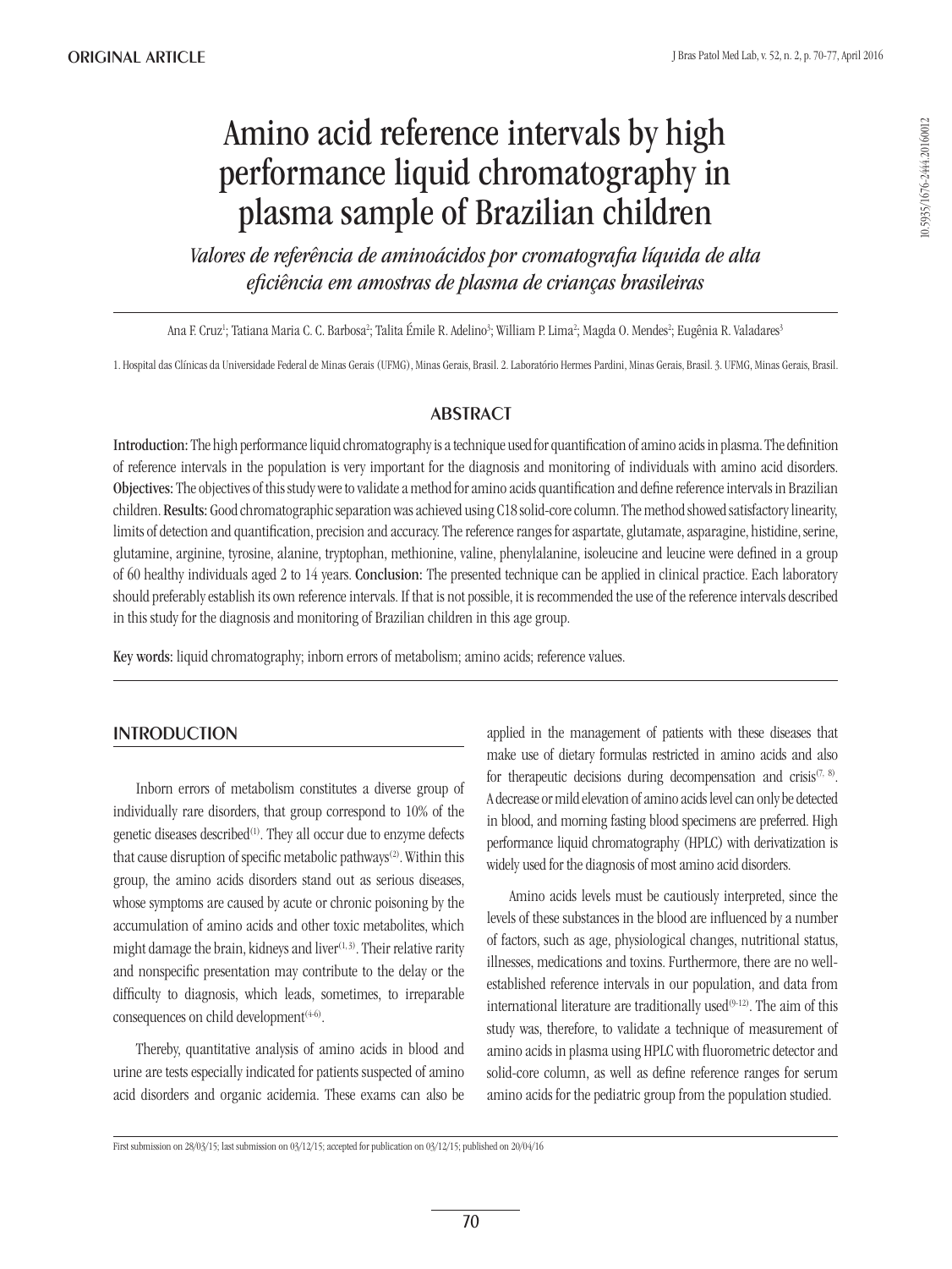ORIGINAL ARTICLE

# Amino acid reference intervals by high performance liquid chromatography in plasma sample of Brazilian children

*Valores de referência de aminoácidos por cromatografia líquida de alta eficiência em amostras de plasma de crianças brasileiras*

Ana F. Cruz[1]; Tatiana Maria C. C. Barbosa[2]; Talita Émile R. Adelino[3]; William P. Lima[2]; Magda O. Mendes[2]; Eugênia R. Valadares[3]

1. Hospital das Clínicas da Universidade Federal de Minas Gerais (UFMG), Minas Gerais, Brasil. 2. Laboratório Hermes Pardini, Minas Gerais, Brasil. 3. UFMG, Minas Gerais, Brasil.

10.5935/1676-2444.20160012

## ABSTRACT

**Introduction:** The high performance liquid chromatography is a technique used for quantification of amino acids in plasma. The definition of reference intervals in the population is very important for the diagnosis and monitoring of individuals with amino acid disorders. **Objectives:** The objectives of this study were to validate a method for amino acids quantification and define reference intervals in Brazilian children. **Results:** Good chromatographic separation was achieved using C18 solid-core column. The method showed satisfactory linearity, limits of detection and quantification, precision and accuracy. The reference ranges for aspartate, glutamate, asparagine, histidine, serine, glutamine, arginine, tyrosine, alanine, tryptophan, methionine, valine, phenylalanine, isoleucine and leucine were defined in a group of 60 healthy individuals aged 2 to 14 years. **Conclusion:** The presented technique can be applied in clinical practice. Each laboratory should preferably establish its own reference intervals. If that is not possible, it is recommended the use of the reference intervals described in this study for the diagnosis and monitoring of Brazilian children in this age group.

**Key words:** liquid chromatography; inborn errors of metabolism; amino acids; reference values.

## INTRODUCTION

Inborn errors of metabolism constitutes a diverse group of individually rare disorders, that group correspond to 10% of the genetic diseases described[1]. They all occur due to enzyme defects that cause disruption of specific metabolic pathways[2]. Within this group, the amino acids disorders stand out as serious diseases, whose symptoms are caused by acute or chronic poisoning by the accumulation of amino acids and other toxic metabolites, which might damage the brain, kidneys and liver[1, 3]. Their relative rarity and nonspecific presentation may contribute to the delay or the difficulty to diagnosis, which leads, sometimes, to irreparable consequences on child development[4-6].

Thereby, quantitative analysis of amino acids in blood and urine are tests especially indicated for patients suspected of amino acid disorders and organic acidemia. These exams can also be applied in the management of patients with these diseases that make use of dietary formulas restricted in amino acids and also for therapeutic decisions during decompensation and crisis[7, 8]. A decrease or mild elevation of amino acids level can only be detected in blood, and morning fasting blood specimens are preferred. High performance liquid chromatography (HPLC) with derivatization is widely used for the diagnosis of most amino acid disorders.

Amino acids levels must be cautiously interpreted, since the levels of these substances in the blood are influenced by a number of factors, such as age, physiological changes, nutritional status, illnesses, medications and toxins. Furthermore, there are no well-established reference intervals in our population, and data from international literature are traditionally used[9-12]. The aim of this study was, therefore, to validate a technique of measurement of amino acids in plasma using HPLC with fluorometric detector and solid-core column, as well as define reference ranges for serum amino acids for the pediatric group from the population studied.

First submission on 28/03/15; last submission on 03/12/15; accepted for publication on 03/12/15; published on 20/04/16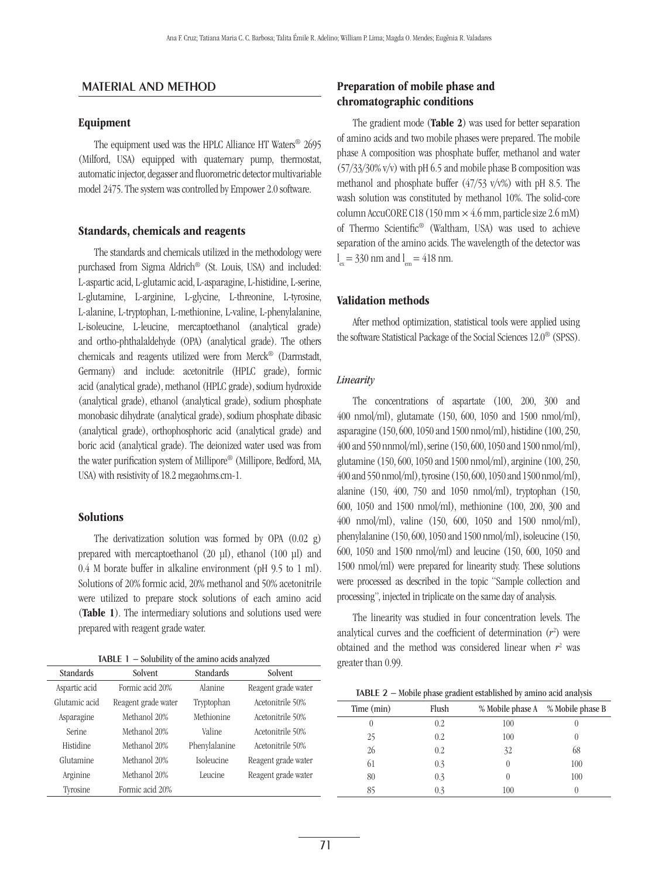## MATERIAL AND METHOD

### Equipment

The equipment used was the HPLC Alliance HT Waters® 2695 (Milford, USA) equipped with quaternary pump, thermostat, automatic injector, degasser and fluorometric detector multivariable model 2475. The system was controlled by Empower 2.0 software.

### Standards, chemicals and reagents

The standards and chemicals utilized in the methodology were purchased from Sigma Aldrich® (St. Louis, USA) and included: L-aspartic acid, L-glutamic acid, L-asparagine, L-histidine, L-serine, L-glutamine, L-arginine, L-glycine, L-threonine, L-tyrosine, L-alanine, L-tryptophan, L-methionine, L-valine, L-phenylalanine, L-isoleucine, L-leucine, mercaptoethanol (analytical grade) and ortho-phthalaldehyde (OPA) (analytical grade). The others chemicals and reagents utilized were from Merck® (Darmstadt, Germany) and include: acetonitrile (HPLC grade), formic acid (analytical grade), methanol (HPLC grade), sodium hydroxide (analytical grade), ethanol (analytical grade), sodium phosphate monobasic dihydrate (analytical grade), sodium phosphate dibasic (analytical grade), orthophosphoric acid (analytical grade) and boric acid (analytical grade). The deionized water used was from the water purification system of Millipore® (Millipore, Bedford, MA, USA) with resistivity of 18.2 megaohms.cm-1.

### Solutions

The derivatization solution was formed by OPA (0.02 g) prepared with mercaptoethanol (20 µl), ethanol (100 µl) and 0.4 M borate buffer in alkaline environment (pH 9.5 to 1 ml). Solutions of 20% formic acid, 20% methanol and 50% acetonitrile were utilized to prepare stock solutions of each amino acid (**Table 1**). The intermediary solutions and solutions used were prepared with reagent grade water.

TABLE 1 − Solubility of the amino acids analyzed

| Standards | Solvent | Standards | Solvent |
|---|---|---|---|
| Aspartic acid | Formic acid 20% | Alanine | Reagent grade water |
| Glutamic acid | Reagent grade water | Tryptophan | Acetonitrile 50% |
| Asparagine | Methanol 20% | Methionine | Acetonitrile 50% |
| Serine | Methanol 20% | Valine | Acetonitrile 50% |
| Histidine | Methanol 20% | Phenylalanine | Acetonitrile 50% |
| Glutamine | Methanol 20% | Isoleucine | Reagent grade water |
| Arginine | Methanol 20% | Leucine | Reagent grade water |
| Tyrosine | Formic acid 20% | | |

### Preparation of mobile phase and chromatographic conditions

The gradient mode (**Table 2**) was used for better separation of amino acids and two mobile phases were prepared. The mobile phase A composition was phosphate buffer, methanol and water (57/33/30% v/v) with pH 6.5 and mobile phase B composition was methanol and phosphate buffer (47/53 v/v%) with pH 8.5. The wash solution was constituted by methanol 10%. The solid-core column AccuCORE C18 (150 mm × 4.6 mm, particle size 2.6 mM) of Thermo Scientific® (Waltham, USA) was used to achieve separation of the amino acids. The wavelength of the detector was $l_{ex}$ = 330 nm and $l_{em}$ = 418 nm.

### Validation methods

After method optimization, statistical tools were applied using the software Statistical Package of the Social Sciences 12.0® (SPSS).

#### *Linearity*

The concentrations of aspartate (100, 200, 300 and 400 nmol/ml), glutamate (150, 600, 1050 and 1500 nmol/ml), asparagine (150, 600, 1050 and 1500 nmol/ml), histidine (100, 250, 400 and 550 nnmol/ml), serine (150, 600, 1050 and 1500 nmol/ml), glutamine (150, 600, 1050 and 1500 nmol/ml), arginine (100, 250, 400 and 550 nmol/ml), tyrosine (150, 600, 1050 and 1500 nmol/ml), alanine (150, 400, 750 and 1050 nmol/ml), tryptophan (150, 600, 1050 and 1500 nmol/ml), methionine (100, 200, 300 and 400 nmol/ml), valine (150, 600, 1050 and 1500 nmol/ml), phenylalanine (150, 600, 1050 and 1500 nmol/ml), isoleucine (150, 600, 1050 and 1500 nmol/ml) and leucine (150, 600, 1050 and 1500 nmol/ml) were prepared for linearity study. These solutions were processed as described in the topic "Sample collection and processing", injected in triplicate on the same day of analysis.

The linearity was studied in four concentration levels. The analytical curves and the coefficient of determination ($r^2$) were obtained and the method was considered linear when $r^2$ was greater than 0.99.

TABLE 2 − Mobile phase gradient established by amino acid analysis

| Time (min) | Flush | % Mobile phase A | % Mobile phase B |
|---|---|---|---|
| 0 | 0.2 | 100 | 0 |
| 25 | 0.2 | 100 | 0 |
| 26 | 0.2 | 32 | 68 |
| 61 | 0.3 | 0 | 100 |
| 80 | 0.3 | 0 | 100 |
| 85 | 0.3 | 100 | 0 |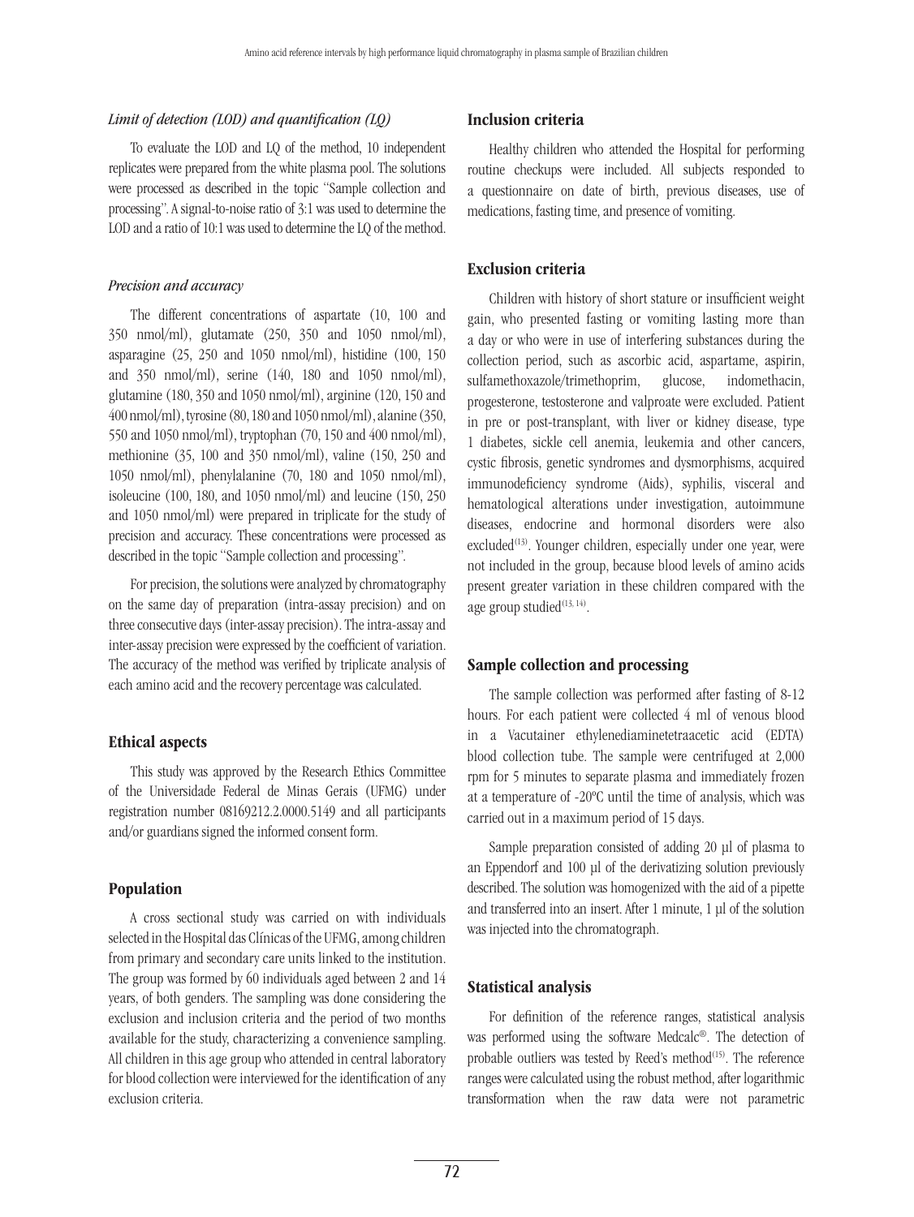### *Limit of detection (LOD) and quantification (LQ)*

To evaluate the LOD and LQ of the method, 10 independent replicates were prepared from the white plasma pool. The solutions were processed as described in the topic "Sample collection and processing". A signal-to-noise ratio of 3:1 was used to determine the LOD and a ratio of 10:1 was used to determine the LQ of the method.

### *Precision and accuracy*

The different concentrations of aspartate (10, 100 and 350 nmol/ml), glutamate (250, 350 and 1050 nmol/ml), asparagine (25, 250 and 1050 nmol/ml), histidine (100, 150 and 350 nmol/ml), serine (140, 180 and 1050 nmol/ml), glutamine (180, 350 and 1050 nmol/ml), arginine (120, 150 and 400 nmol/ml), tyrosine (80, 180 and 1050 nmol/ml), alanine (350, 550 and 1050 nmol/ml), tryptophan (70, 150 and 400 nmol/ml), methionine (35, 100 and 350 nmol/ml), valine (150, 250 and 1050 nmol/ml), phenylalanine (70, 180 and 1050 nmol/ml), isoleucine (100, 180, and 1050 nmol/ml) and leucine (150, 250 and 1050 nmol/ml) were prepared in triplicate for the study of precision and accuracy. These concentrations were processed as described in the topic "Sample collection and processing".

For precision, the solutions were analyzed by chromatography on the same day of preparation (intra-assay precision) and on three consecutive days (inter-assay precision). The intra-assay and inter-assay precision were expressed by the coefficient of variation. The accuracy of the method was verified by triplicate analysis of each amino acid and the recovery percentage was calculated.

## Ethical aspects

This study was approved by the Research Ethics Committee of the Universidade Federal de Minas Gerais (UFMG) under registration number 08169212.2.0000.5149 and all participants and/or guardians signed the informed consent form.

## Population

A cross sectional study was carried on with individuals selected in the Hospital das Clínicas of the UFMG, among children from primary and secondary care units linked to the institution. The group was formed by 60 individuals aged between 2 and 14 years, of both genders. The sampling was done considering the exclusion and inclusion criteria and the period of two months available for the study, characterizing a convenience sampling. All children in this age group who attended in central laboratory for blood collection were interviewed for the identification of any exclusion criteria.

## Inclusion criteria

Healthy children who attended the Hospital for performing routine checkups were included. All subjects responded to a questionnaire on date of birth, previous diseases, use of medications, fasting time, and presence of vomiting.

## Exclusion criteria

Children with history of short stature or insufficient weight gain, who presented fasting or vomiting lasting more than a day or who were in use of interfering substances during the collection period, such as ascorbic acid, aspartame, aspirin, sulfamethoxazole/trimethoprim, glucose, indomethacin, progesterone, testosterone and valproate were excluded. Patient in pre or post-transplant, with liver or kidney disease, type 1 diabetes, sickle cell anemia, leukemia and other cancers, cystic fibrosis, genetic syndromes and dysmorphisms, acquired immunodeficiency syndrome (Aids), syphilis, visceral and hematological alterations under investigation, autoimmune diseases, endocrine and hormonal disorders were also excluded[13]. Younger children, especially under one year, were not included in the group, because blood levels of amino acids present greater variation in these children compared with the age group studied[13, 14].

## Sample collection and processing

The sample collection was performed after fasting of 8-12 hours. For each patient were collected 4 ml of venous blood in a Vacutainer ethylenediaminetetraacetic acid (EDTA) blood collection tube. The sample were centrifuged at 2,000 rpm for 5 minutes to separate plasma and immediately frozen at a temperature of -20°C until the time of analysis, which was carried out in a maximum period of 15 days.

Sample preparation consisted of adding 20 µl of plasma to an Eppendorf and 100 µl of the derivatizing solution previously described. The solution was homogenized with the aid of a pipette and transferred into an insert. After 1 minute, 1 µl of the solution was injected into the chromatograph.

## Statistical analysis

For definition of the reference ranges, statistical analysis was performed using the software Medcalc®. The detection of probable outliers was tested by Reed's method[15]. The reference ranges were calculated using the robust method, after logarithmic transformation when the raw data were not parametric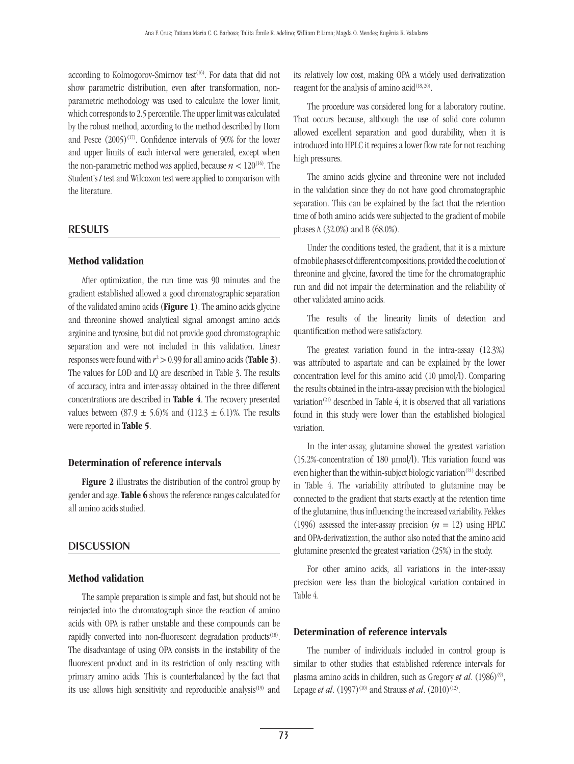according to Kolmogorov-Smirnov test[16]. For data that did not show parametric distribution, even after transformation, non-parametric methodology was used to calculate the lower limit, which corresponds to 2.5 percentile. The upper limit was calculated by the robust method, according to the method described by Horn and Pesce (2005)[17]. Confidence intervals of 90% for the lower and upper limits of each interval were generated, except when the non-parametric method was applied, because $n < 120$[16]. The Student's *t* test and Wilcoxon test were applied to comparison with the literature.

## RESULTS

### Method validation

After optimization, the run time was 90 minutes and the gradient established allowed a good chromatographic separation of the validated amino acids (**Figure 1**). The amino acids glycine and threonine showed analytical signal amongst amino acids arginine and tyrosine, but did not provide good chromatographic separation and were not included in this validation. Linear responses were found with $r^2 > 0.99$ for all amino acids (**Table 3**). The values for LOD and LQ are described in Table 3. The results of accuracy, intra and inter-assay obtained in the three different concentrations are described in **Table 4**. The recovery presented values between $(87.9 \pm 5.6)\%$ and $(112.3 \pm 6.1)\%$. The results were reported in **Table 5**.

### Determination of reference intervals

**Figure 2** illustrates the distribution of the control group by gender and age. **Table 6** shows the reference ranges calculated for all amino acids studied.

## DISCUSSION

### Method validation

The sample preparation is simple and fast, but should not be reinjected into the chromatograph since the reaction of amino acids with OPA is rather unstable and these compounds can be rapidly converted into non-fluorescent degradation products[18]. The disadvantage of using OPA consists in the instability of the fluorescent product and in its restriction of only reacting with primary amino acids. This is counterbalanced by the fact that its use allows high sensitivity and reproducible analysis[19] and its relatively low cost, making OPA a widely used derivatization reagent for the analysis of amino acid[18, 20].

The procedure was considered long for a laboratory routine. That occurs because, although the use of solid core column allowed excellent separation and good durability, when it is introduced into HPLC it requires a lower flow rate for not reaching high pressures.

The amino acids glycine and threonine were not included in the validation since they do not have good chromatographic separation. This can be explained by the fact that the retention time of both amino acids were subjected to the gradient of mobile phases A (32.0%) and B (68.0%).

Under the conditions tested, the gradient, that it is a mixture of mobile phases of different compositions, provided the coelution of threonine and glycine, favored the time for the chromatographic run and did not impair the determination and the reliability of other validated amino acids.

The results of the linearity limits of detection and quantification method were satisfactory.

The greatest variation found in the intra-assay (12.3%) was attributed to aspartate and can be explained by the lower concentration level for this amino acid (10 µmol/l). Comparing the results obtained in the intra-assay precision with the biological variation[21] described in Table 4, it is observed that all variations found in this study were lower than the established biological variation.

In the inter-assay, glutamine showed the greatest variation (15.2%-concentration of 180 µmol/l). This variation found was even higher than the within-subject biologic variation[21] described in Table 4. The variability attributed to glutamine may be connected to the gradient that starts exactly at the retention time of the glutamine, thus influencing the increased variability. Fekkes (1996) assessed the inter-assay precision ($n = 12$) using HPLC and OPA-derivatization, the author also noted that the amino acid glutamine presented the greatest variation (25%) in the study.

For other amino acids, all variations in the inter-assay precision were less than the biological variation contained in Table 4.

### Determination of reference intervals

The number of individuals included in control group is similar to other studies that established reference intervals for plasma amino acids in children, such as Gregory *et al*. (1986)[9], Lepage *et al*. (1997)[10] and Strauss *et al*. (2010)[12].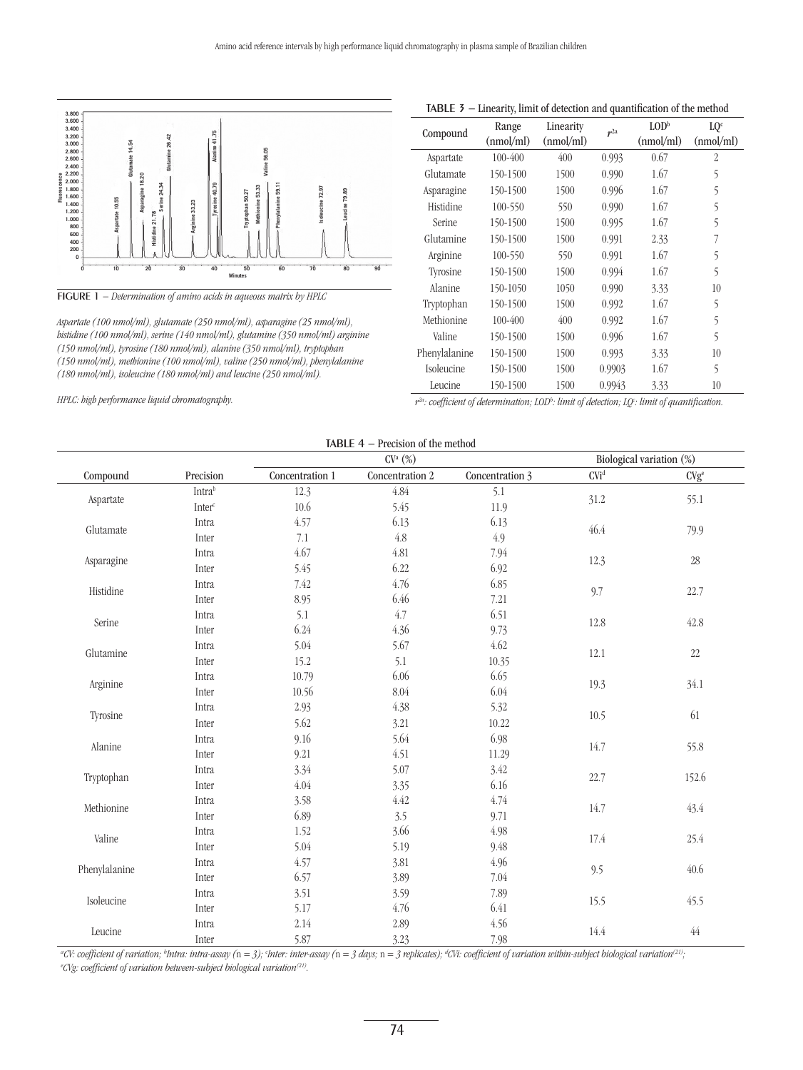FIGURE 1 – *Determination of amino acids in aqueous matrix by HPLC*

*Aspartate (100 nmol/ml), glutamate (250 nmol/ml), asparagine (25 nmol/ml), histidine (100 nmol/ml), serine (140 nmol/ml), glutamine (350 nmol/ml) arginine (150 nmol/ml), tyrosine (180 nmol/ml), alanine (350 nmol/ml), tryptophan (150 nmol/ml), methionine (100 nmol/ml), valine (250 nmol/ml), phenylalanine (180 nmol/ml), isoleucine (180 nmol/ml) and leucine (250 nmol/ml).*

*HPLC: high performance liquid chromatography.*

**TABLE 3 – Linearity, limit of detection and quantification of the method**

| Compound | Range (nmol/ml) | Linearity (nmol/ml) | $r^{2a}$ | LOD[b] (nmol/ml) | LQ[c] (nmol/ml) |
|---|---|---|---|---|---|
| Aspartate | 100-400 | 400 | 0.993 | 0.67 | 2 |
| Glutamate | 150-1500 | 1500 | 0.990 | 1.67 | 5 |
| Asparagine | 150-1500 | 1500 | 0.996 | 1.67 | 5 |
| Histidine | 100-550 | 550 | 0.990 | 1.67 | 5 |
| Serine | 150-1500 | 1500 | 0.995 | 1.67 | 5 |
| Glutamine | 150-1500 | 1500 | 0.991 | 2.33 | 7 |
| Arginine | 100-550 | 550 | 0.991 | 1.67 | 5 |
| Tyrosine | 150-1500 | 1500 | 0.994 | 1.67 | 5 |
| Alanine | 150-1050 | 1050 | 0.990 | 3.33 | 10 |
| Tryptophan | 150-1500 | 1500 | 0.992 | 1.67 | 5 |
| Methionine | 100-400 | 400 | 0.992 | 1.67 | 5 |
| Valine | 150-1500 | 1500 | 0.996 | 1.67 | 5 |
| Phenylalanine | 150-1500 | 1500 | 0.993 | 3.33 | 10 |
| Isoleucine | 150-1500 | 1500 | 0.9903 | 1.67 | 5 |
| Leucine | 150-1500 | 1500 | 0.9943 | 3.33 | 10 |

*$r^{2a}$: coefficient of determination; LOD[b]: limit of detection; LQ[c]: limit of quantification.*

**TABLE 4 – Precision of the method**

| Compound | Precision | CV[a] (%) | | | Biological variation (%) | |
|---|---|---|---|---|---|---|
| | | Concentration 1 | Concentration 2 | Concentration 3 | CVi[d] | CVg[e] |
| Aspartate | Intra[b] | 12.3 | 4.84 | 5.1 | 31.2 | 55.1 |
| | Inter[c] | 10.6 | 5.45 | 11.9 | | |
| Glutamate | Intra | 4.57 | 6.13 | 6.13 | 46.4 | 79.9 |
| | Inter | 7.1 | 4.8 | 4.9 | | |
| Asparagine | Intra | 4.67 | 4.81 | 7.94 | 12.3 | 28 |
| | Inter | 5.45 | 6.22 | 6.92 | | |
| Histidine | Intra | 7.42 | 4.76 | 6.85 | 9.7 | 22.7 |
| | Inter | 8.95 | 6.46 | 7.21 | | |
| Serine | Intra | 5.1 | 4.7 | 6.51 | 12.8 | 42.8 |
| | Inter | 6.24 | 4.36 | 9.73 | | |
| Glutamine | Intra | 5.04 | 5.67 | 4.62 | 12.1 | 22 |
| | Inter | 15.2 | 5.1 | 10.35 | | |
| Arginine | Intra | 10.79 | 6.06 | 6.65 | 19.3 | 34.1 |
| | Inter | 10.56 | 8.04 | 6.04 | | |
| Tyrosine | Intra | 2.93 | 4.38 | 5.32 | 10.5 | 61 |
| | Inter | 5.62 | 3.21 | 10.22 | | |
| Alanine | Intra | 9.16 | 5.64 | 6.98 | 14.7 | 55.8 |
| | Inter | 9.21 | 4.51 | 11.29 | | |
| Tryptophan | Intra | 3.34 | 5.07 | 3.42 | 22.7 | 152.6 |
| | Inter | 4.04 | 3.35 | 6.16 | | |
| Methionine | Intra | 3.58 | 4.42 | 4.74 | 14.7 | 43.4 |
| | Inter | 6.89 | 3.5 | 9.71 | | |
| Valine | Intra | 1.52 | 3.66 | 4.98 | 17.4 | 25.4 |
| | Inter | 5.04 | 5.19 | 9.48 | | |
| Phenylalanine | Intra | 4.57 | 3.81 | 4.96 | 9.5 | 40.6 |
| | Inter | 6.57 | 3.89 | 7.04 | | |
| Isoleucine | Intra | 3.51 | 3.59 | 7.89 | 15.5 | 45.5 |
| | Inter | 5.17 | 4.76 | 6.41 | | |
| Leucine | Intra | 2.14 | 2.89 | 4.56 | 14.4 | 44 |
| | Inter | 5.87 | 3.23 | 7.98 | | |

*[a]CV: coefficient of variation; [b]Intra: intra-assay (n = 3); [c]Inter: inter-assay (n = 3 days; n = 3 replicates); [d]CVi: coefficient of variation within-subject biological variation[21]; [e]CVg: coefficient of variation between-subject biological variation[21].*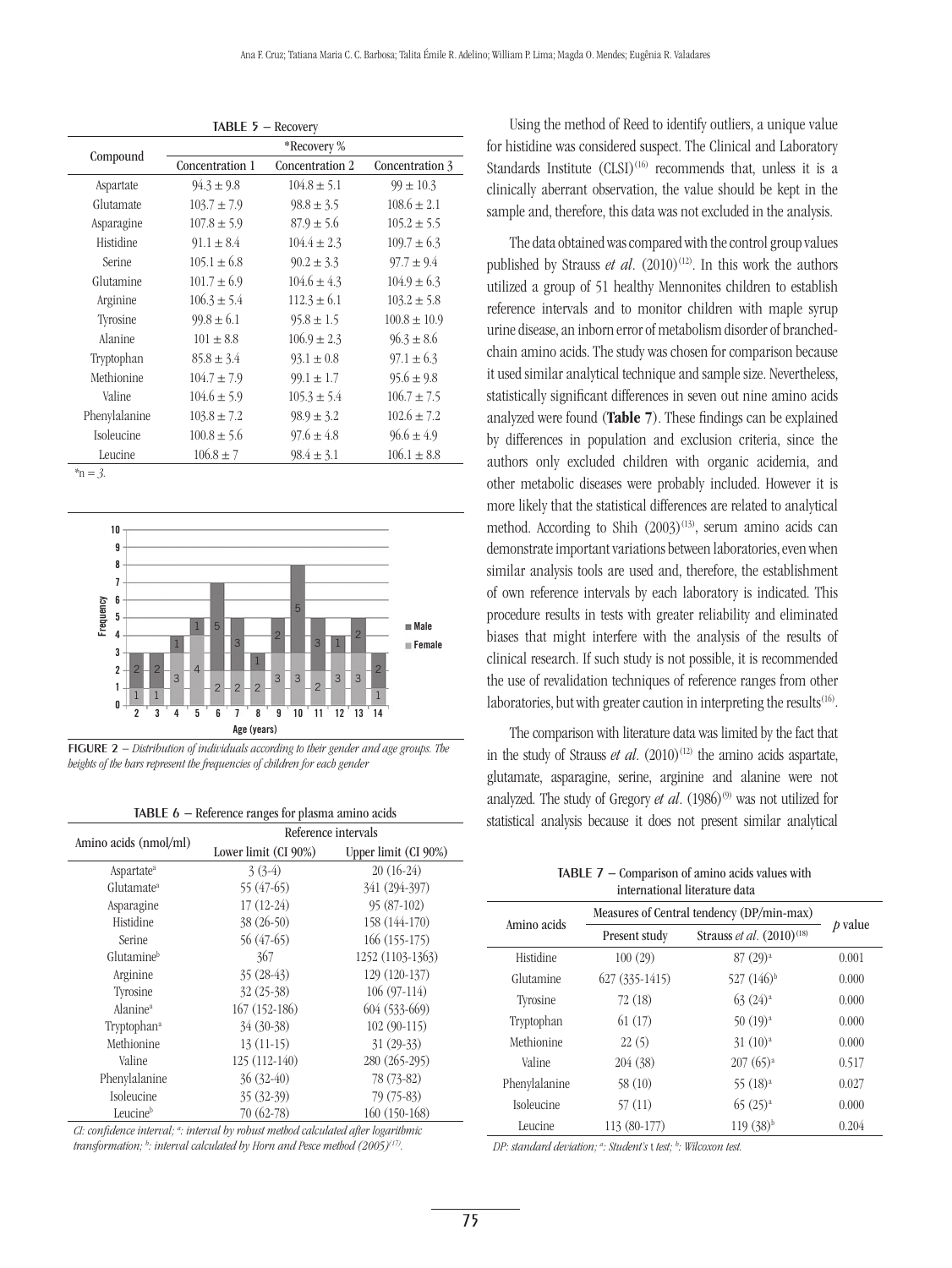**TABLE 5 – Recovery**

| Compound | *Recovery % | | |
|---|---|---|---|
| | Concentration 1 | Concentration 2 | Concentration 3 |
| Aspartate | 94.3 ± 9.8 | 104.8 ± 5.1 | 99 ± 10.3 |
| Glutamate | 103.7 ± 7.9 | 98.8 ± 3.5 | 108.6 ± 2.1 |
| Asparagine | 107.8 ± 5.9 | 87.9 ± 5.6 | 105.2 ± 5.5 |
| Histidine | 91.1 ± 8.4 | 104.4 ± 2.3 | 109.7 ± 6.3 |
| Serine | 105.1 ± 6.8 | 90.2 ± 3.3 | 97.7 ± 9.4 |
| Glutamine | 101.7 ± 6.9 | 104.6 ± 4.3 | 104.9 ± 6.3 |
| Arginine | 106.3 ± 5.4 | 112.3 ± 6.1 | 103.2 ± 5.8 |
| Tyrosine | 99.8 ± 6.1 | 95.8 ± 1.5 | 100.8 ± 10.9 |
| Alanine | 101 ± 8.8 | 106.9 ± 2.3 | 96.3 ± 8.6 |
| Tryptophan | 85.8 ± 3.4 | 93.1 ± 0.8 | 97.1 ± 6.3 |
| Methionine | 104.7 ± 7.9 | 99.1 ± 1.7 | 95.6 ± 9.8 |
| Valine | 104.6 ± 5.9 | 105.3 ± 5.4 | 106.7 ± 7.5 |
| Phenylalanine | 103.8 ± 7.2 | 98.9 ± 3.2 | 102.6 ± 7.2 |
| Isoleucine | 100.8 ± 5.6 | 97.6 ± 4.8 | 96.6 ± 4.9 |
| Leucine | 106.8 ± 7 | 98.4 ± 3.1 | 106.1 ± 8.8 |

*n = 3.

FIGURE 2 – *Distribution of individuals according to their gender and age groups. The heights of the bars represent the frequencies of children for each gender*

**TABLE 6 – Reference ranges for plasma amino acids**

| Amino acids (nmol/ml) | Reference intervals | |
|---|---|---|
| | Lower limit (CI 90%) | Upper limit (CI 90%) |
| Aspartate[a] | 3 (3-4) | 20 (16-24) |
| Glutamate[a] | 55 (47-65) | 341 (294-397) |
| Asparagine | 17 (12-24) | 95 (87-102) |
| Histidine | 38 (26-50) | 158 (144-170) |
| Serine | 56 (47-65) | 166 (155-175) |
| Glutamine[b] | 367 | 1252 (1103-1363) |
| Arginine | 35 (28-43) | 129 (120-137) |
| Tyrosine | 32 (25-38) | 106 (97-114) |
| Alanine[a] | 167 (152-186) | 604 (533-669) |
| Tryptophan[a] | 34 (30-38) | 102 (90-115) |
| Methionine | 13 (11-15) | 31 (29-33) |
| Valine | 125 (112-140) | 280 (265-295) |
| Phenylalanine | 36 (32-40) | 78 (73-82) |
| Isoleucine | 35 (32-39) | 79 (75-83) |
| Leucine[b] | 70 (62-78) | 160 (150-168) |

*CI: confidence interval; [a]: interval by robust method calculated after logarithmic transformation; [b]: interval calculated by Horn and Pesce method (2005)[(17)].*

Using the method of Reed to identify outliers, a unique value for histidine was considered suspect. The Clinical and Laboratory Standards Institute (CLSI)[(16)] recommends that, unless it is a clinically aberrant observation, the value should be kept in the sample and, therefore, this data was not excluded in the analysis.

The data obtained was compared with the control group values published by Strauss *et al*. (2010)[(12)]. In this work the authors utilized a group of 51 healthy Mennonites children to establish reference intervals and to monitor children with maple syrup urine disease, an inborn error of metabolism disorder of branched-chain amino acids. The study was chosen for comparison because it used similar analytical technique and sample size. Nevertheless, statistically significant differences in seven out nine amino acids analyzed were found (**Table 7**). These findings can be explained by differences in population and exclusion criteria, since the authors only excluded children with organic acidemia, and other metabolic diseases were probably included. However it is more likely that the statistical differences are related to analytical method. According to Shih (2003)[(13)], serum amino acids can demonstrate important variations between laboratories, even when similar analysis tools are used and, therefore, the establishment of own reference intervals by each laboratory is indicated. This procedure results in tests with greater reliability and eliminated biases that might interfere with the analysis of the results of clinical research. If such study is not possible, it is recommended the use of revalidation techniques of reference ranges from other laboratories, but with greater caution in interpreting the results[(16)].

The comparison with literature data was limited by the fact that in the study of Strauss *et al*. (2010)[(12)] the amino acids aspartate, glutamate, asparagine, serine, arginine and alanine were not analyzed. The study of Gregory *et al*. (1986)[(9)] was not utilized for statistical analysis because it does not present similar analytical

**TABLE 7 – Comparison of amino acids values with international literature data**

| Amino acids | Measures of Central tendency (DP/min-max) | | *p* value |
|---|---|---|---|
| | Present study | Strauss *et al*. (2010)[(18)] | |
| Histidine | 100 (29) | 87 (29)[a] | 0.001 |
| Glutamine | 627 (335-1415) | 527 (146)[b] | 0.000 |
| Tyrosine | 72 (18) | 63 (24)[a] | 0.000 |
| Tryptophan | 61 (17) | 50 (19)[a] | 0.000 |
| Methionine | 22 (5) | 31 (10)[a] | 0.000 |
| Valine | 204 (38) | 207 (65)[a] | 0.517 |
| Phenylalanine | 58 (10) | 55 (18)[a] | 0.027 |
| Isoleucine | 57 (11) | 65 (25)[a] | 0.000 |
| Leucine | 113 (80-177) | 119 (38)[b] | 0.204 |

*DP: standard deviation; [a]: Student's* t *test; [b]: Wilcoxon test.*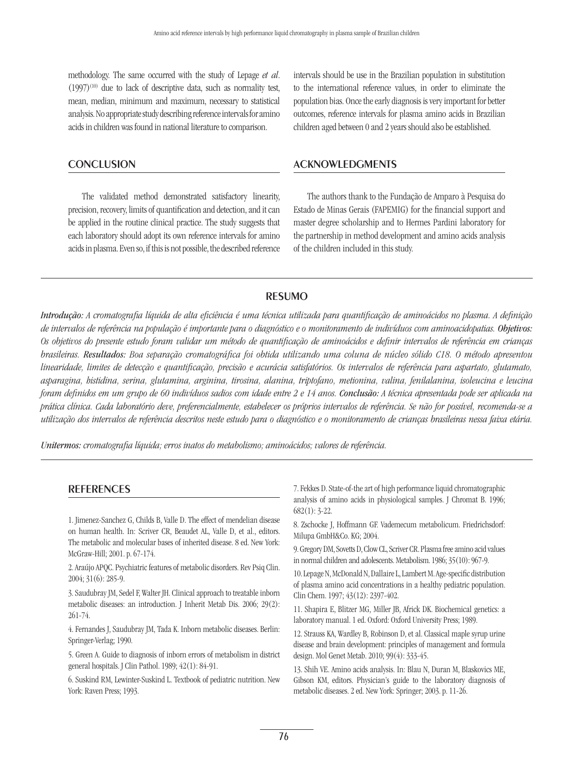methodology. The same occurred with the study of Lepage *et al*. (1997)[10] due to lack of descriptive data, such as normality test, mean, median, minimum and maximum, necessary to statistical analysis. No appropriate study describing reference intervals for amino acids in children was found in national literature to comparison.

## CONCLUSION

The validated method demonstrated satisfactory linearity, precision, recovery, limits of quantification and detection, and it can be applied in the routine clinical practice. The study suggests that each laboratory should adopt its own reference intervals for amino acids in plasma. Even so, if this is not possible, the described reference intervals should be use in the Brazilian population in substitution to the international reference values, in order to eliminate the population bias. Once the early diagnosis is very important for better outcomes, reference intervals for plasma amino acids in Brazilian children aged between 0 and 2 years should also be established.

## ACKNOWLEDGMENTS

The authors thank to the Fundação de Amparo à Pesquisa do Estado de Minas Gerais (FAPEMIG) for the financial support and master degree scholarship and to Hermes Pardini laboratory for the partnership in method development and amino acids analysis of the children included in this study.

## RESUMO

***Introdução:*** *A cromatografia líquida de alta eficiência é uma técnica utilizada para quantificação de aminoácidos no plasma. A definição de intervalos de referência na população é importante para o diagnóstico e o monitoramento de indivíduos com aminoacidopatias.* ***Objetivos:*** *Os objetivos do presente estudo foram validar um método de quantificação de aminoácidos e definir intervalos de referência em crianças brasileiras.* ***Resultados:*** *Boa separação cromatográfica foi obtida utilizando uma coluna de núcleo sólido C18. O método apresentou linearidade, limites de detecção e quantificação, precisão e acurácia satisfatórios. Os intervalos de referência para aspartato, glutamato, asparagina, histidina, serina, glutamina, arginina, tirosina, alanina, triptofano, metionina, valina, fenilalanina, isoleucina e leucina foram definidos em um grupo de 60 indivíduos sadios com idade entre 2 e 14 anos.* ***Conclusão:*** *A técnica apresentada pode ser aplicada na prática clínica. Cada laboratório deve, preferencialmente, estabelecer os próprios intervalos de referência. Se não for possível, recomenda-se a utilização dos intervalos de referência descritos neste estudo para o diagnóstico e o monitoramento de crianças brasileiras nessa faixa etária.*

***Unitermos:*** *cromatografia líquida; erros inatos do metabolismo; aminoácidos; valores de referência.*

## REFERENCES

1. Jimenez-Sanchez G, Childs B, Valle D. The effect of mendelian disease on human health. In: Scriver CR, Beaudet AL, Valle D, et al., editors. The metabolic and molecular bases of inherited disease. 8 ed. New York: McGraw-Hill; 2001. p. 67-174.

2. Araújo APQC. Psychiatric features of metabolic disorders. Rev Psiq Clin. 2004; 31(6): 285-9.

3. Saudubray JM, Sedel F, Walter JH. Clinical approach to treatable inborn metabolic diseases: an introduction. J Inherit Metab Dis. 2006; 29(2): 261-74.

4. Fernandes J, Saudubray JM, Tada K. Inborn metabolic diseases. Berlin: Springer-Verlag; 1990.

5. Green A. Guide to diagnosis of inborn errors of metabolism in district general hospitals. J Clin Pathol. 1989; 42(1): 84-91.

6. Suskind RM, Lewinter-Suskind L. Textbook of pediatric nutrition. New York: Raven Press; 1993.

7. Fekkes D. State-of-the art of high performance liquid chromatographic analysis of amino acids in physiological samples. J Chromat B. 1996; 682(1): 3-22.

8. Zschocke J, Hoffmann GF. Vademecum metabolicum. Friedrichsdorf: Milupa GmbH&Co. KG; 2004.

9. Gregory DM, Sovetts D, Clow CL, Scriver CR. Plasma free amino acid values in normal children and adolescents. Metabolism. 1986; 35(10): 967-9.

10. Lepage N, McDonald N, Dallaire L, Lambert M. Age-specific distribution of plasma amino acid concentrations in a healthy pediatric population. Clin Chem. 1997; 43(12): 2397-402.

11. Shapira E, Blitzer MG, Miller JB, Africk DK. Biochemical genetics: a laboratory manual. 1 ed. Oxford: Oxford University Press; 1989.

12. Strauss KA, Wardley B, Robinson D, et al. Classical maple syrup urine disease and brain development: principles of management and formula design. Mol Genet Metab. 2010; 99(4): 333-45.

13. Shih VE. Amino acids analysis. In: Blau N, Duran M, Blaskovics ME, Gibson KM, editors. Physician's guide to the laboratory diagnosis of metabolic diseases. 2 ed. New York: Springer; 2003. p. 11-26.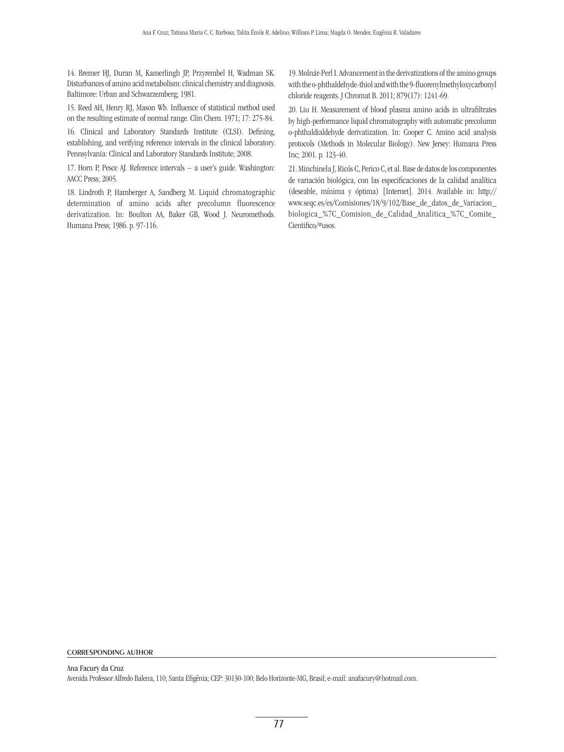14. Bremer HJ, Duran M, Kamerlingh JP, Przyrembel H, Wadman SK. Disturbances of amino acid metabolism: clinical chemistry and diagnosis. Baltimore: Urban and Schwarzemberg; 1981.

15. Reed AH, Henry RJ, Mason Wb. Influence of statistical method used on the resulting estimate of normal range. Clin Chem. 1971; 17: 275-84.

16. Clinical and Laboratory Standards Institute (CLSI). Defining, establishing, and verifying reference intervals in the clinical laboratory. Pennsylvania: Clinical and Laboratory Standards Institute; 2008.

17. Horn P, Pesce AJ. Reference intervals – a user's guide. Washington: AACC Press; 2005.

18. Lindroth P, Hamberger A, Sandberg M. Liquid chromatographic determination of amino acids after precolumn fluorescence derivatization. In: Boulton AA, Baker GB, Wood J. Neuromethods. Humana Press; 1986. p. 97-116.

19. Molnár-Perl I. Advancement in the derivatizations of the amino groups with the o-phthaldehyde-thiol and with the 9-fluorenylmethyloxycarbonyl chloride reagents. J Chromat B. 2011; 879(17): 1241-69.

20. Liu H. Measurement of blood plasma amino acids in ultrafiltrates by high-performance liquid chromatography with automatic precolumn o-phthaldialdehyde derivatization. In: Cooper C. Amino acid analysis protocols (Methods in Molecular Biology). New Jersey: Humana Press Inc; 2001. p. 123-40.

21. Minchinela J, Ricós C, Perico C, et al. Base de datos de los componentes de variación biológica, con las especificaciones de la calidad analítica (deseable, mínima y óptima) [Internet]. 2014. Available in: http://www.seqc.es/es/Comisiones/18/9/102/Base_de_datos_de_Variacion_biologica_%7C_Comision_de_Calidad_Analitica_%7C_Comite_Cientifico/#usos.

**CORRESPONDING AUTHOR**

Ana Facury da Cruz
Avenida Professor Alfredo Balena, 110; Santa Efigênia; CEP: 30130-100; Belo Horizonte-MG, Brasil; e-mail: anafacury@hotmail.com.